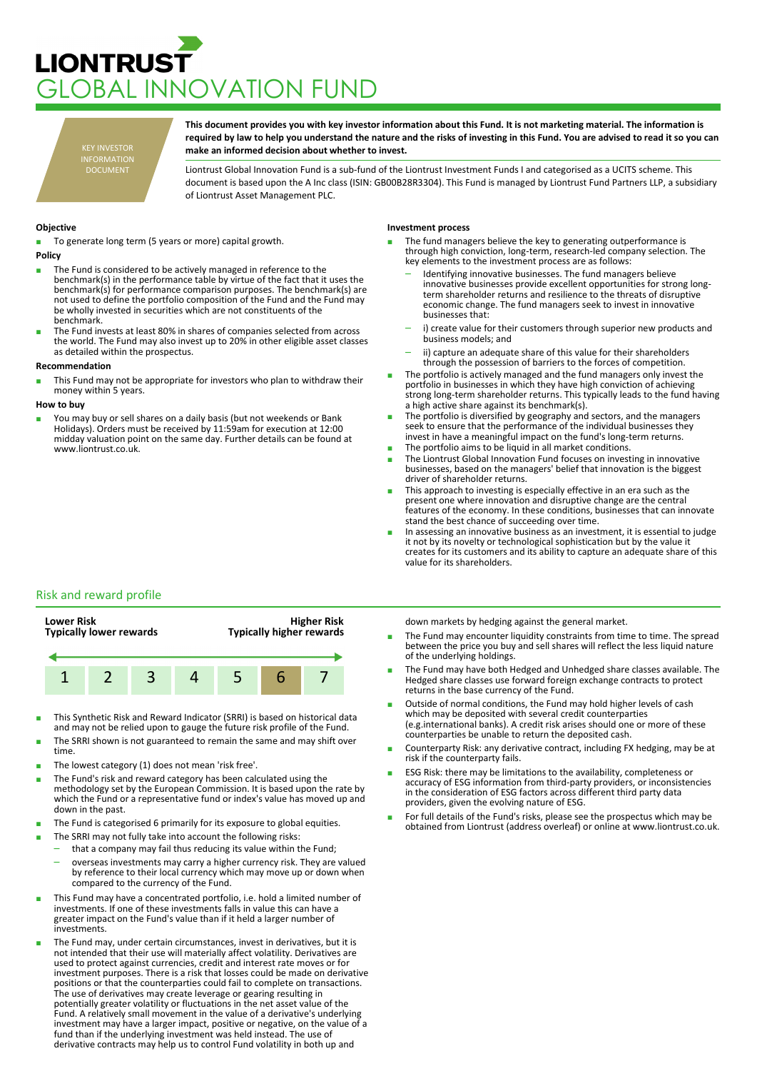# LIONTRUST
# GLOBAL INNOVATION FUND

KEY INVESTOR INFORMATION DOCUMENT

**This document provides you with key investor information about this Fund. It is not marketing material. The information is required by law to help you understand the nature and the risks of investing in this Fund. You are advised to read it so you can make an informed decision about whether to invest.**

Liontrust Global Innovation Fund is a sub-fund of the Liontrust Investment Funds I and categorised as a UCITS scheme. This document is based upon the A Inc class (ISIN: GB00B28R3304). This Fund is managed by Liontrust Fund Partners LLP, a subsidiary of Liontrust Asset Management PLC.

**Objective**

- To generate long term (5 years or more) capital growth.

**Policy**

- The Fund is considered to be actively managed in reference to the benchmark(s) in the performance table by virtue of the fact that it uses the benchmark(s) for performance comparison purposes. The benchmark(s) are not used to define the portfolio composition of the Fund and the Fund may be wholly invested in securities which are not constituents of the benchmark.
- The Fund invests at least 80% in shares of companies selected from across the world. The Fund may also invest up to 20% in other eligible asset classes as detailed within the prospectus.

**Recommendation**

- This Fund may not be appropriate for investors who plan to withdraw their money within 5 years.

**How to buy**

- You may buy or sell shares on a daily basis (but not weekends or Bank Holidays). Orders must be received by 11:59am for execution at 12:00 midday valuation point on the same day. Further details can be found at www.liontrust.co.uk.

**Investment process**

- The fund managers believe the key to generating outperformance is through high conviction, long-term, research-led company selection. The key elements to the investment process are as follows:
  - Identifying innovative businesses. The fund managers believe innovative businesses provide excellent opportunities for strong long-term shareholder returns and resilience to the threats of disruptive economic change. The fund managers seek to invest in innovative businesses that:
  - i) create value for their customers through superior new products and business models; and
  - ii) capture an adequate share of this value for their shareholders through the possession of barriers to the forces of competition.
- The portfolio is actively managed and the fund managers only invest the portfolio in businesses in which they have high conviction of achieving strong long-term shareholder returns. This typically leads to the fund having a high active share against its benchmark(s).
- The portfolio is diversified by geography and sectors, and the managers seek to ensure that the performance of the individual businesses they invest in have a meaningful impact on the fund's long-term returns.
- The portfolio aims to be liquid in all market conditions.
- The Liontrust Global Innovation Fund focuses on investing in innovative businesses, based on the managers' belief that innovation is the biggest driver of shareholder returns.
- This approach to investing is especially effective in an era such as the present one where innovation and disruptive change are the central features of the economy. In these conditions, businesses that can innovate stand the best chance of succeeding over time.
- In assessing an innovative business as an investment, it is essential to judge it not by its novelty or technological sophistication but by the value it creates for its customers and its ability to capture an adequate share of this value for its shareholders.

## Risk and reward profile

| Lower Risk<br>Typically lower rewards | | | | | | Higher Risk<br>Typically higher rewards |
|---|---|---|---|---|---|---|
| 1 | 2 | 3 | 4 | 5 | **6** | 7 |

- This Synthetic Risk and Reward Indicator (SRRI) is based on historical data and may not be relied upon to gauge the future risk profile of the Fund.
- The SRRI shown is not guaranteed to remain the same and may shift over time.
- The lowest category (1) does not mean 'risk free'.
- The Fund's risk and reward category has been calculated using the methodology set by the European Commission. It is based upon the rate by which the Fund or a representative fund or index's value has moved up and down in the past.
- The Fund is categorised 6 primarily for its exposure to global equities.
- The SRRI may not fully take into account the following risks:
  - that a company may fail thus reducing its value within the Fund;
  - overseas investments may carry a higher currency risk. They are valued by reference to their local currency which may move up or down when compared to the currency of the Fund.
- This Fund may have a concentrated portfolio, i.e. hold a limited number of investments. If one of these investments falls in value this can have a greater impact on the Fund's value than if it held a larger number of investments.
- The Fund may, under certain circumstances, invest in derivatives, but it is not intended that their use will materially affect volatility. Derivatives are used to protect against currencies, credit and interest rate moves or for investment purposes. There is a risk that losses could be made on derivative positions or that the counterparties could fail to complete on transactions. The use of derivatives may create leverage or gearing resulting in potentially greater volatility or fluctuations in the net asset value of the Fund. A relatively small movement in the value of a derivative's underlying investment may have a larger impact, positive or negative, on the value of a fund than if the underlying investment was held instead. The use of derivative contracts may help us to control Fund volatility in both up and down markets by hedging against the general market.
- The Fund may encounter liquidity constraints from time to time. The spread between the price you buy and sell shares will reflect the less liquid nature of the underlying holdings.
- The Fund may have both Hedged and Unhedged share classes available. The Hedged share classes use forward foreign exchange contracts to protect returns in the base currency of the Fund.
- Outside of normal conditions, the Fund may hold higher levels of cash which may be deposited with several credit counterparties (e.g.international banks). A credit risk arises should one or more of these counterparties be unable to return the deposited cash.
- Counterparty Risk: any derivative contract, including FX hedging, may be at risk if the counterparty fails.
- ESG Risk: there may be limitations to the availability, completeness or accuracy of ESG information from third-party providers, or inconsistencies in the consideration of ESG factors across different third party data providers, given the evolving nature of ESG.
- For full details of the Fund's risks, please see the prospectus which may be obtained from Liontrust (address overleaf) or online at www.liontrust.co.uk.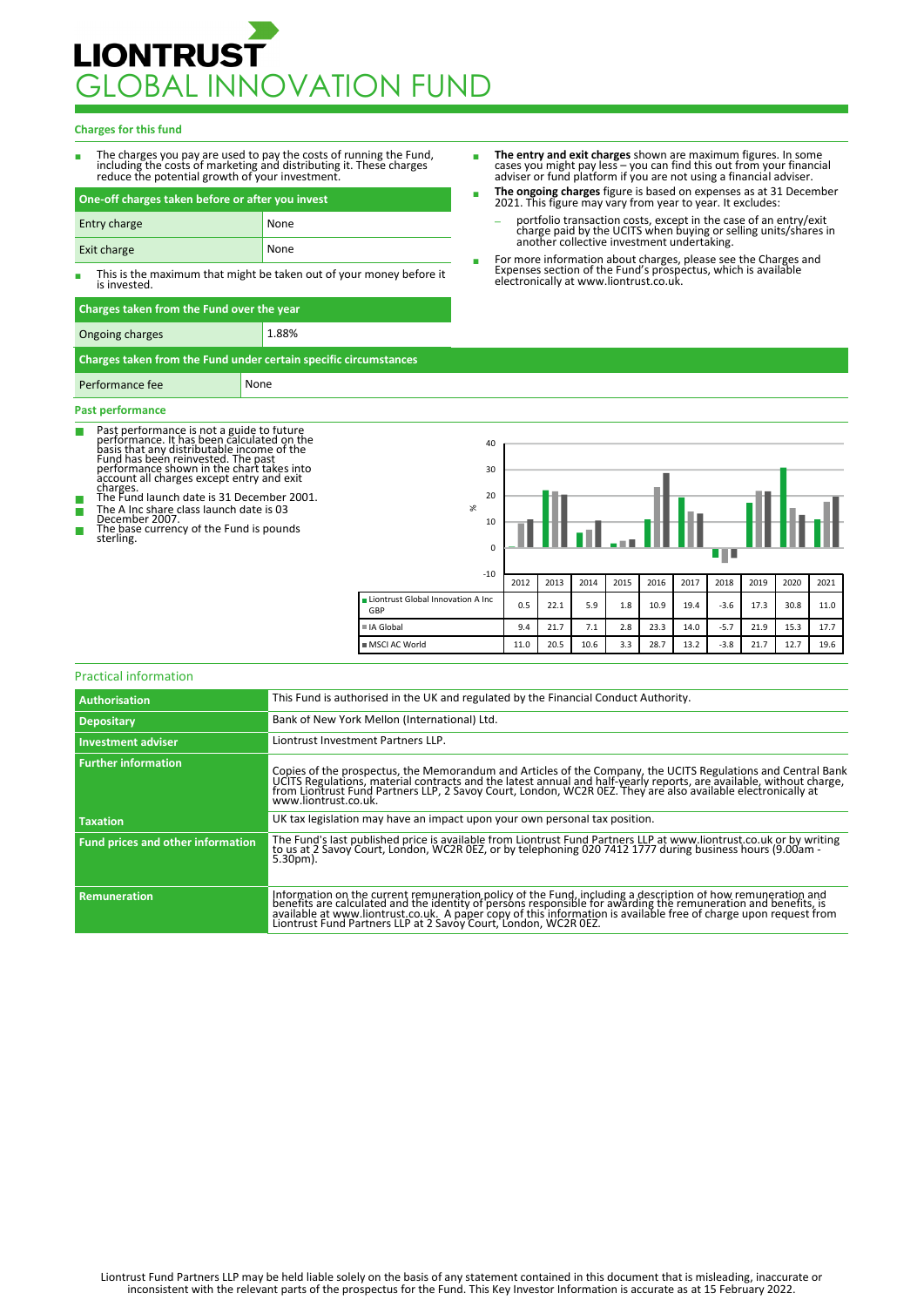# LIONTRUST
# GLOBAL INNOVATION FUND

## Charges for this fund

- The charges you pay are used to pay the costs of running the Fund, including the costs of marketing and distributing it. These charges reduce the potential growth of your investment.

| One-off charges taken before or after you invest | |
|---|---|
| Entry charge | None |
| Exit charge | None |

- This is the maximum that might be taken out of your money before it is invested.

| Charges taken from the Fund over the year | |
|---|---|
| Ongoing charges | 1.88% |

- **The entry and exit charges** shown are maximum figures. In some cases you might pay less – you can find this out from your financial adviser or fund platform if you are not using a financial adviser.
- **The ongoing charges** figure is based on expenses as at 31 December 2021. This figure may vary from year to year. It excludes:
  - portfolio transaction costs, except in the case of an entry/exit charge paid by the UCITS when buying or selling units/shares in another collective investment undertaking.
- For more information about charges, please see the Charges and Expenses section of the Fund's prospectus, which is available electronically at www.liontrust.co.uk.

| Charges taken from the Fund under certain specific circumstances | |
|---|---|
| Performance fee | None |

## Past performance

- Past performance is not a guide to future performance. It has been calculated on the basis that any distributable income of the Fund has been reinvested. The past performance shown in the chart takes into account all charges except entry and exit charges.
- The Fund launch date is 31 December 2001.
- The A Inc share class launch date is 03 December 2007.
- The base currency of the Fund is pounds sterling.

40
30
20
10
0
-10
%

| | 2012 | 2013 | 2014 | 2015 | 2016 | 2017 | 2018 | 2019 | 2020 | 2021 |
|---|---|---|---|---|---|---|---|---|---|---|
| Liontrust Global Innovation A Inc GBP | 0.5 | 22.1 | 5.9 | 1.8 | 10.9 | 19.4 | -3.6 | 17.3 | 30.8 | 11.0 |
| IA Global | 9.4 | 21.7 | 7.1 | 2.8 | 23.3 | 14.0 | -5.7 | 21.9 | 15.3 | 17.7 |
| MSCI AC World | 11.0 | 20.5 | 10.6 | 3.3 | 28.7 | 13.2 | -3.8 | 21.7 | 12.7 | 19.6 |

## Practical information

| | |
|---|---|
| **Authorisation** | This Fund is authorised in the UK and regulated by the Financial Conduct Authority. |
| **Depositary** | Bank of New York Mellon (International) Ltd. |
| **Investment adviser** | Liontrust Investment Partners LLP. |
| **Further information** | Copies of the prospectus, the Memorandum and Articles of the Company, the UCITS Regulations and Central Bank UCITS Regulations, material contracts and the latest annual and half-yearly reports, are available, without charge, from Liontrust Fund Partners LLP, 2 Savoy Court, London, WC2R 0EZ. They are also available electronically at www.liontrust.co.uk. |
| **Taxation** | UK tax legislation may have an impact upon your own personal tax position. |
| **Fund prices and other information** | The Fund's last published price is available from Liontrust Fund Partners LLP at www.liontrust.co.uk or by writing to us at 2 Savoy Court, London, WC2R 0EZ, or by telephoning 020 7412 1777 during business hours (9.00am - 5.30pm). |
| **Remuneration** | Information on the current remuneration policy of the Fund, including a description of how remuneration and benefits are calculated and the identity of persons responsible for awarding the remuneration and benefits, is available at www.liontrust.co.uk. A paper copy of this information is available free of charge upon request from Liontrust Fund Partners LLP at 2 Savoy Court, London, WC2R 0EZ. |

Liontrust Fund Partners LLP may be held liable solely on the basis of any statement contained in this document that is misleading, inaccurate or inconsistent with the relevant parts of the prospectus for the Fund. This Key Investor Information is accurate as at 15 February 2022.